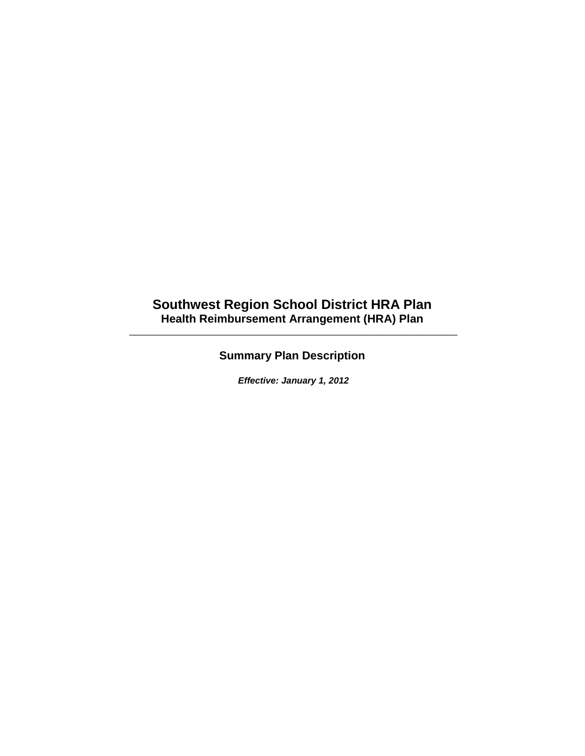# Southwest Region School District HRA Plan

**Health Reimbursement Arrangement (HRA) Plan**

---

## Summary Plan Description

***Effective: January 1, 2012***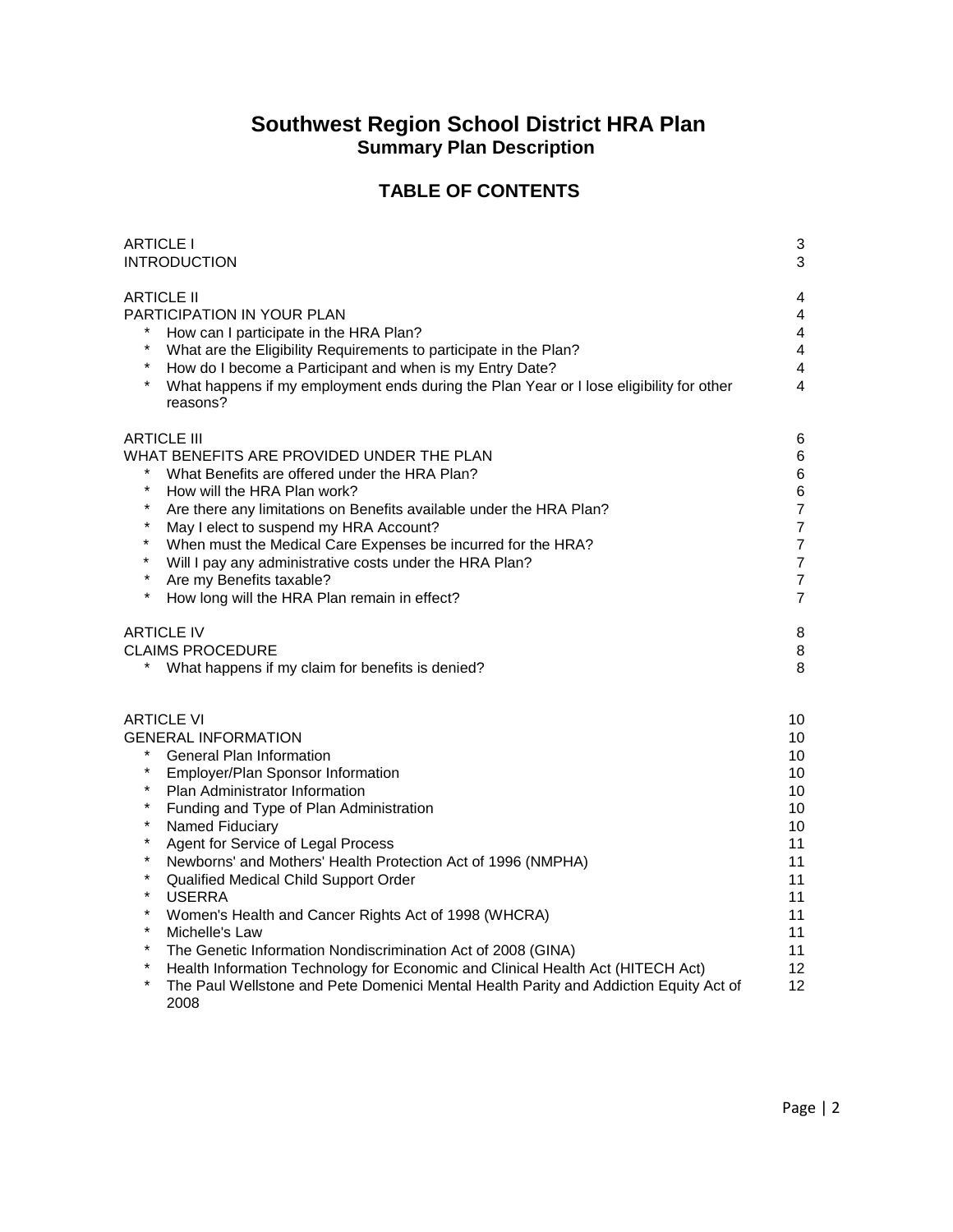# Southwest Region School District HRA Plan

## Summary Plan Description

## TABLE OF CONTENTS

| | |
|---|---|
| ARTICLE I | 3 |
| INTRODUCTION | 3 |
| | |
| ARTICLE II | 4 |
| PARTICIPATION IN YOUR PLAN | 4 |
| * How can I participate in the HRA Plan? | 4 |
| * What are the Eligibility Requirements to participate in the Plan? | 4 |
| * How do I become a Participant and when is my Entry Date? | 4 |
| * What happens if my employment ends during the Plan Year or I lose eligibility for other reasons? | 4 |
| | |
| ARTICLE III | 6 |
| WHAT BENEFITS ARE PROVIDED UNDER THE PLAN | 6 |
| * What Benefits are offered under the HRA Plan? | 6 |
| * How will the HRA Plan work? | 6 |
| * Are there any limitations on Benefits available under the HRA Plan? | 7 |
| * May I elect to suspend my HRA Account? | 7 |
| * When must the Medical Care Expenses be incurred for the HRA? | 7 |
| * Will I pay any administrative costs under the HRA Plan? | 7 |
| * Are my Benefits taxable? | 7 |
| * How long will the HRA Plan remain in effect? | 7 |
| | |
| ARTICLE IV | 8 |
| CLAIMS PROCEDURE | 8 |
| * What happens if my claim for benefits is denied? | 8 |
| | |
| ARTICLE VI | 10 |
| GENERAL INFORMATION | 10 |
| * General Plan Information | 10 |
| * Employer/Plan Sponsor Information | 10 |
| * Plan Administrator Information | 10 |
| * Funding and Type of Plan Administration | 10 |
| * Named Fiduciary | 10 |
| * Agent for Service of Legal Process | 11 |
| * Newborns' and Mothers' Health Protection Act of 1996 (NMPHA) | 11 |
| * Qualified Medical Child Support Order | 11 |
| * USERRA | 11 |
| * Women's Health and Cancer Rights Act of 1998 (WHCRA) | 11 |
| * Michelle's Law | 11 |
| * The Genetic Information Nondiscrimination Act of 2008 (GINA) | 11 |
| * Health Information Technology for Economic and Clinical Health Act (HITECH Act) | 12 |
| * The Paul Wellstone and Pete Domenici Mental Health Parity and Addiction Equity Act of 2008 | 12 |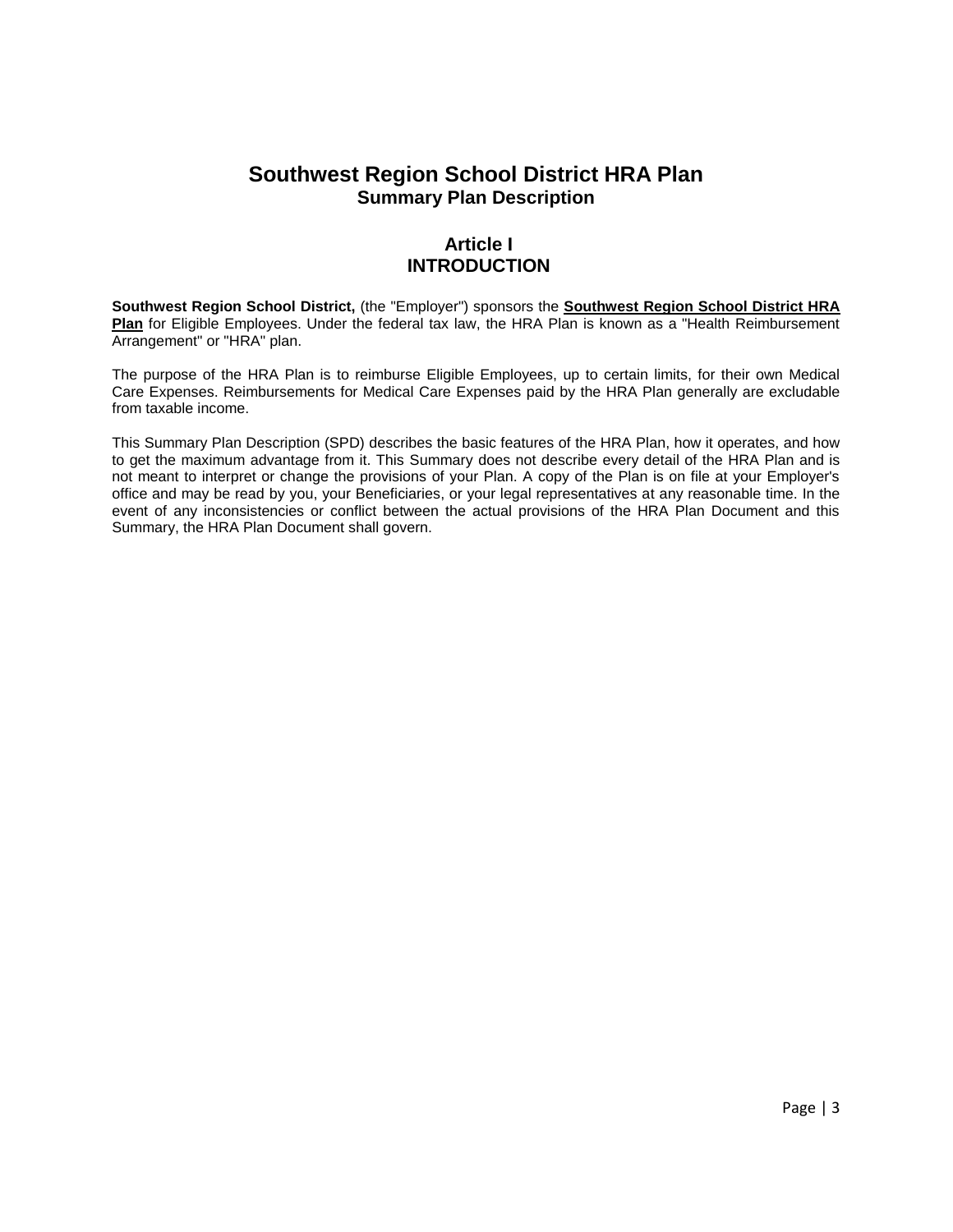# Southwest Region School District HRA Plan

## Summary Plan Description

## Article I
## INTRODUCTION

**Southwest Region School District,** (the "Employer") sponsors the **Southwest Region School District HRA Plan** for Eligible Employees. Under the federal tax law, the HRA Plan is known as a "Health Reimbursement Arrangement" or "HRA" plan.

The purpose of the HRA Plan is to reimburse Eligible Employees, up to certain limits, for their own Medical Care Expenses. Reimbursements for Medical Care Expenses paid by the HRA Plan generally are excludable from taxable income.

This Summary Plan Description (SPD) describes the basic features of the HRA Plan, how it operates, and how to get the maximum advantage from it. This Summary does not describe every detail of the HRA Plan and is not meant to interpret or change the provisions of your Plan. A copy of the Plan is on file at your Employer's office and may be read by you, your Beneficiaries, or your legal representatives at any reasonable time. In the event of any inconsistencies or conflict between the actual provisions of the HRA Plan Document and this Summary, the HRA Plan Document shall govern.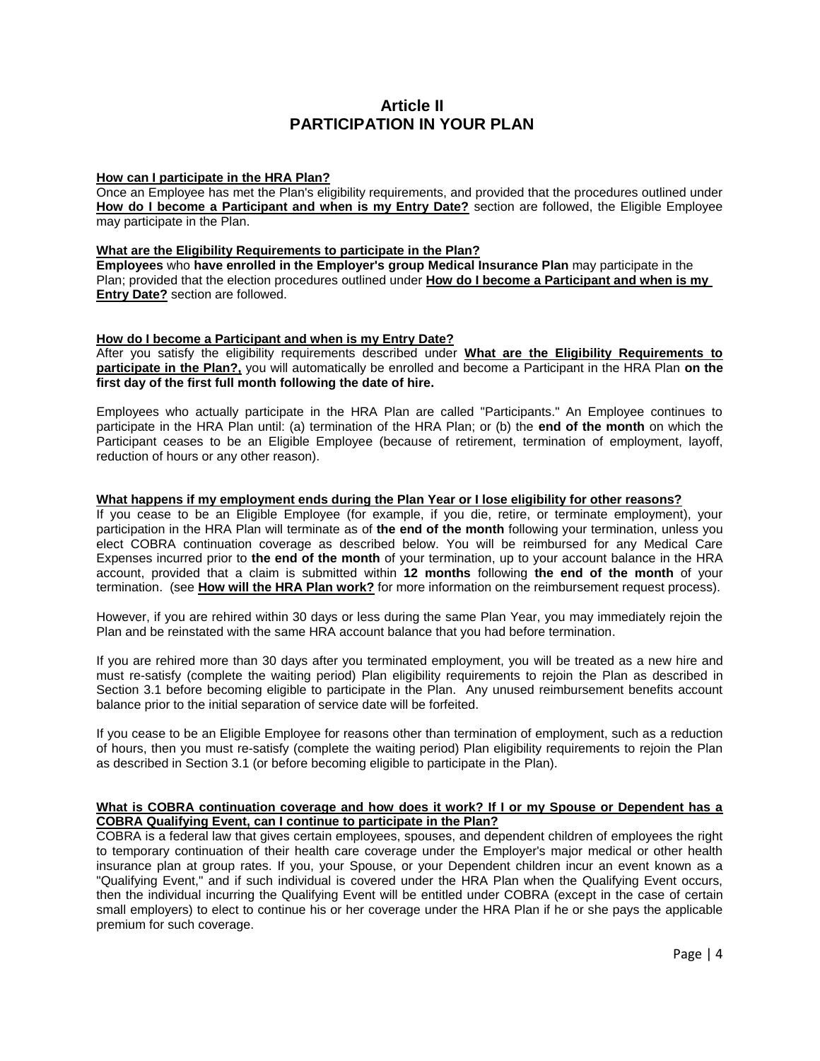# Article II
# PARTICIPATION IN YOUR PLAN

**How can I participate in the HRA Plan?**

Once an Employee has met the Plan's eligibility requirements, and provided that the procedures outlined under **How do I become a Participant and when is my Entry Date?** section are followed, the Eligible Employee may participate in the Plan.

**What are the Eligibility Requirements to participate in the Plan?**

**Employees** who **have enrolled in the Employer's group Medical Insurance Plan** may participate in the Plan; provided that the election procedures outlined under **How do I become a Participant and when is my Entry Date?** section are followed.

**How do I become a Participant and when is my Entry Date?**

After you satisfy the eligibility requirements described under **What are the Eligibility Requirements to participate in the Plan?,** you will automatically be enrolled and become a Participant in the HRA Plan **on the first day of the first full month following the date of hire.**

Employees who actually participate in the HRA Plan are called "Participants." An Employee continues to participate in the HRA Plan until: (a) termination of the HRA Plan; or (b) the **end of the month** on which the Participant ceases to be an Eligible Employee (because of retirement, termination of employment, layoff, reduction of hours or any other reason).

**What happens if my employment ends during the Plan Year or I lose eligibility for other reasons?**

If you cease to be an Eligible Employee (for example, if you die, retire, or terminate employment), your participation in the HRA Plan will terminate as of **the end of the month** following your termination, unless you elect COBRA continuation coverage as described below. You will be reimbursed for any Medical Care Expenses incurred prior to **the end of the month** of your termination, up to your account balance in the HRA account, provided that a claim is submitted within **12 months** following **the end of the month** of your termination. (see **How will the HRA Plan work?** for more information on the reimbursement request process).

However, if you are rehired within 30 days or less during the same Plan Year, you may immediately rejoin the Plan and be reinstated with the same HRA account balance that you had before termination.

If you are rehired more than 30 days after you terminated employment, you will be treated as a new hire and must re-satisfy (complete the waiting period) Plan eligibility requirements to rejoin the Plan as described in Section 3.1 before becoming eligible to participate in the Plan. Any unused reimbursement benefits account balance prior to the initial separation of service date will be forfeited.

If you cease to be an Eligible Employee for reasons other than termination of employment, such as a reduction of hours, then you must re-satisfy (complete the waiting period) Plan eligibility requirements to rejoin the Plan as described in Section 3.1 (or before becoming eligible to participate in the Plan).

**What is COBRA continuation coverage and how does it work? If I or my Spouse or Dependent has a COBRA Qualifying Event, can I continue to participate in the Plan?**

COBRA is a federal law that gives certain employees, spouses, and dependent children of employees the right to temporary continuation of their health care coverage under the Employer's major medical or other health insurance plan at group rates. If you, your Spouse, or your Dependent children incur an event known as a "Qualifying Event," and if such individual is covered under the HRA Plan when the Qualifying Event occurs, then the individual incurring the Qualifying Event will be entitled under COBRA (except in the case of certain small employers) to elect to continue his or her coverage under the HRA Plan if he or she pays the applicable premium for such coverage.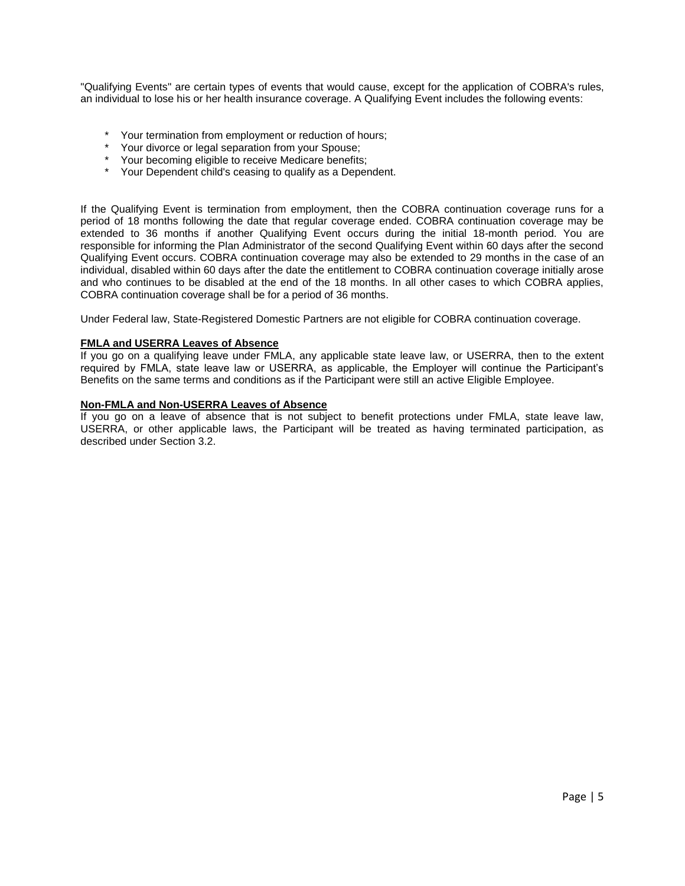"Qualifying Events" are certain types of events that would cause, except for the application of COBRA's rules, an individual to lose his or her health insurance coverage. A Qualifying Event includes the following events:

* Your termination from employment or reduction of hours;
* Your divorce or legal separation from your Spouse;
* Your becoming eligible to receive Medicare benefits;
* Your Dependent child's ceasing to qualify as a Dependent.

If the Qualifying Event is termination from employment, then the COBRA continuation coverage runs for a period of 18 months following the date that regular coverage ended. COBRA continuation coverage may be extended to 36 months if another Qualifying Event occurs during the initial 18-month period. You are responsible for informing the Plan Administrator of the second Qualifying Event within 60 days after the second Qualifying Event occurs. COBRA continuation coverage may also be extended to 29 months in the case of an individual, disabled within 60 days after the date the entitlement to COBRA continuation coverage initially arose and who continues to be disabled at the end of the 18 months. In all other cases to which COBRA applies, COBRA continuation coverage shall be for a period of 36 months.

Under Federal law, State-Registered Domestic Partners are not eligible for COBRA continuation coverage.

**FMLA and USERRA Leaves of Absence**

If you go on a qualifying leave under FMLA, any applicable state leave law, or USERRA, then to the extent required by FMLA, state leave law or USERRA, as applicable, the Employer will continue the Participant's Benefits on the same terms and conditions as if the Participant were still an active Eligible Employee.

**Non-FMLA and Non-USERRA Leaves of Absence**

If you go on a leave of absence that is not subject to benefit protections under FMLA, state leave law, USERRA, or other applicable laws, the Participant will be treated as having terminated participation, as described under Section 3.2.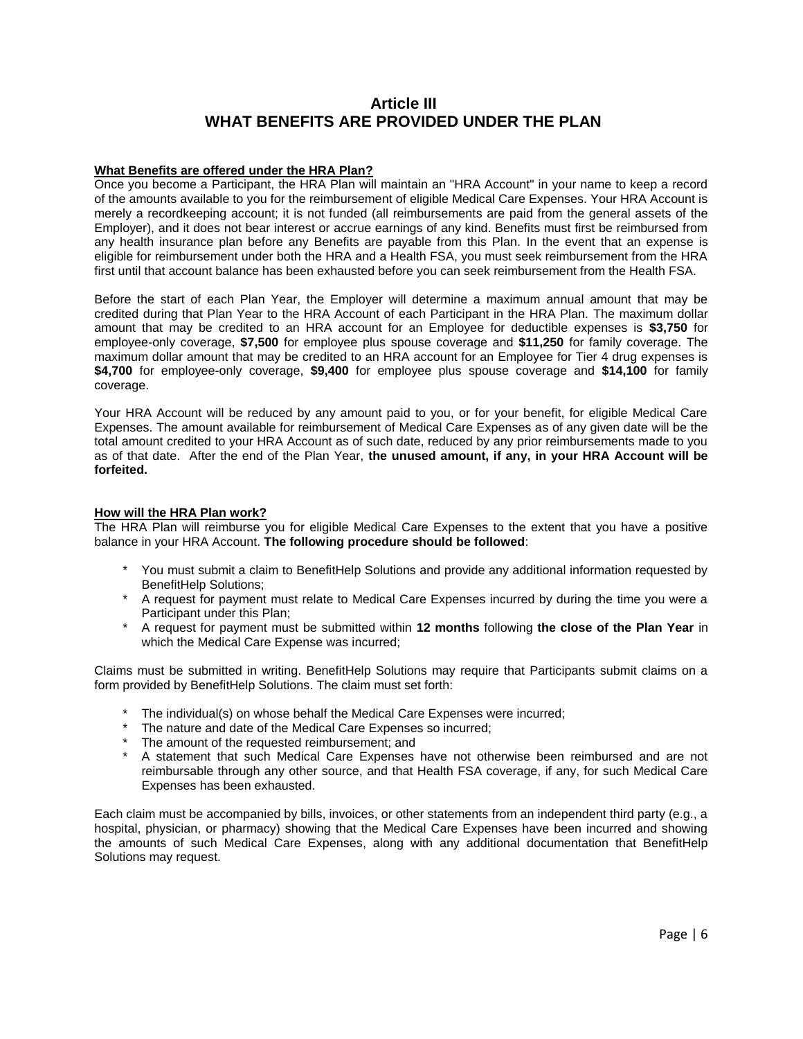# Article III
# WHAT BENEFITS ARE PROVIDED UNDER THE PLAN

**What Benefits are offered under the HRA Plan?**

Once you become a Participant, the HRA Plan will maintain an "HRA Account" in your name to keep a record of the amounts available to you for the reimbursement of eligible Medical Care Expenses. Your HRA Account is merely a recordkeeping account; it is not funded (all reimbursements are paid from the general assets of the Employer), and it does not bear interest or accrue earnings of any kind. Benefits must first be reimbursed from any health insurance plan before any Benefits are payable from this Plan. In the event that an expense is eligible for reimbursement under both the HRA and a Health FSA, you must seek reimbursement from the HRA first until that account balance has been exhausted before you can seek reimbursement from the Health FSA.

Before the start of each Plan Year, the Employer will determine a maximum annual amount that may be credited during that Plan Year to the HRA Account of each Participant in the HRA Plan. The maximum dollar amount that may be credited to an HRA account for an Employee for deductible expenses is **$3,750** for employee-only coverage, **$7,500** for employee plus spouse coverage and **$11,250** for family coverage. The maximum dollar amount that may be credited to an HRA account for an Employee for Tier 4 drug expenses is **$4,700** for employee-only coverage, **$9,400** for employee plus spouse coverage and **$14,100** for family coverage.

Your HRA Account will be reduced by any amount paid to you, or for your benefit, for eligible Medical Care Expenses. The amount available for reimbursement of Medical Care Expenses as of any given date will be the total amount credited to your HRA Account as of such date, reduced by any prior reimbursements made to you as of that date. After the end of the Plan Year, **the unused amount, if any, in your HRA Account will be forfeited.**

**How will the HRA Plan work?**

The HRA Plan will reimburse you for eligible Medical Care Expenses to the extent that you have a positive balance in your HRA Account. **The following procedure should be followed**:

* You must submit a claim to BenefitHelp Solutions and provide any additional information requested by BenefitHelp Solutions;
* A request for payment must relate to Medical Care Expenses incurred by during the time you were a Participant under this Plan;
* A request for payment must be submitted within **12 months** following **the close of the Plan Year** in which the Medical Care Expense was incurred;

Claims must be submitted in writing. BenefitHelp Solutions may require that Participants submit claims on a form provided by BenefitHelp Solutions. The claim must set forth:

* The individual(s) on whose behalf the Medical Care Expenses were incurred;
* The nature and date of the Medical Care Expenses so incurred;
* The amount of the requested reimbursement; and
* A statement that such Medical Care Expenses have not otherwise been reimbursed and are not reimbursable through any other source, and that Health FSA coverage, if any, for such Medical Care Expenses has been exhausted.

Each claim must be accompanied by bills, invoices, or other statements from an independent third party (e.g., a hospital, physician, or pharmacy) showing that the Medical Care Expenses have been incurred and showing the amounts of such Medical Care Expenses, along with any additional documentation that BenefitHelp Solutions may request.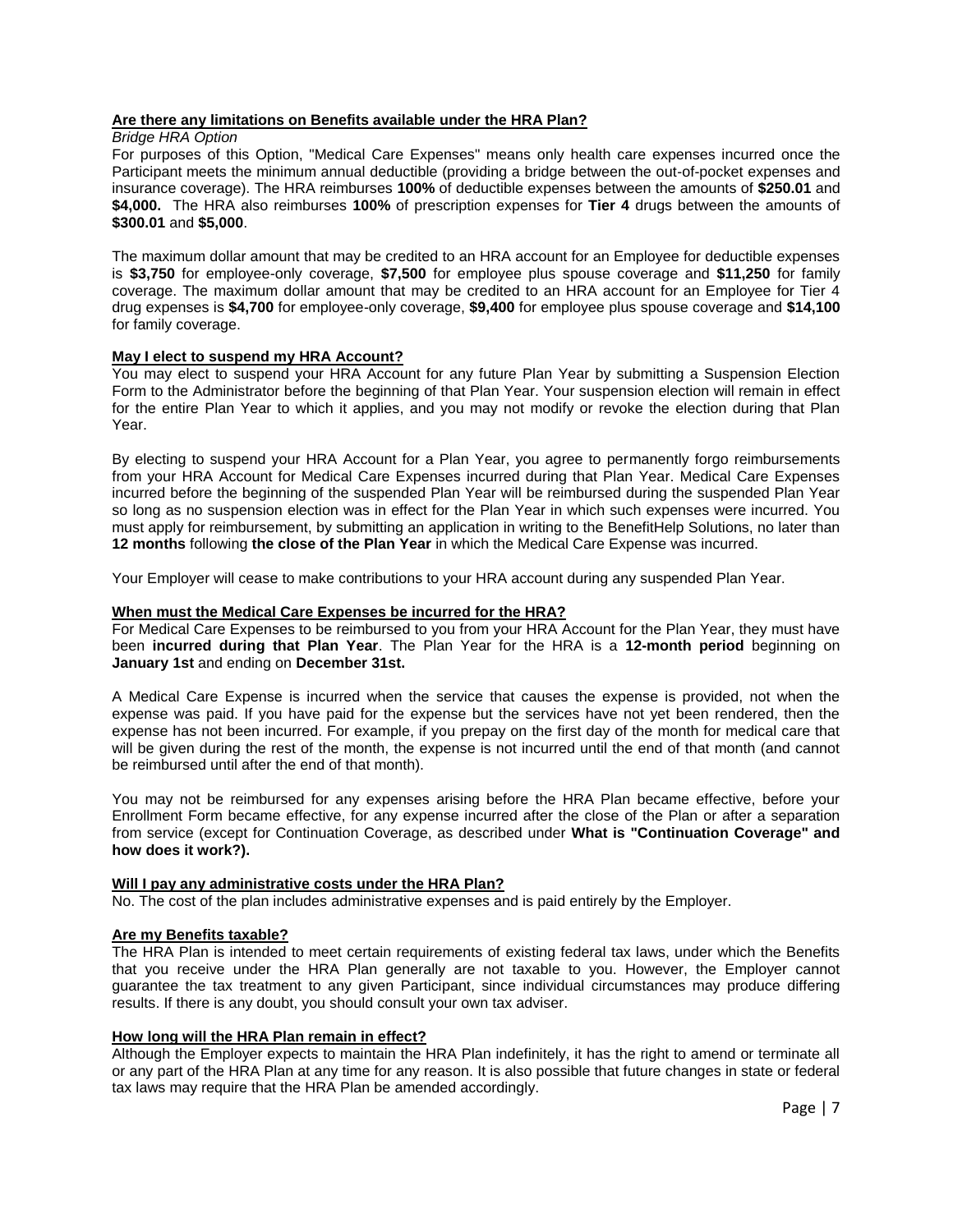**Are there any limitations on Benefits available under the HRA Plan?**

*Bridge HRA Option*

For purposes of this Option, "Medical Care Expenses" means only health care expenses incurred once the Participant meets the minimum annual deductible (providing a bridge between the out-of-pocket expenses and insurance coverage). The HRA reimburses **100%** of deductible expenses between the amounts of **$250.01** and **$4,000.** The HRA also reimburses **100%** of prescription expenses for **Tier 4** drugs between the amounts of **$300.01** and **$5,000**.

The maximum dollar amount that may be credited to an HRA account for an Employee for deductible expenses is **$3,750** for employee-only coverage, **$7,500** for employee plus spouse coverage and **$11,250** for family coverage. The maximum dollar amount that may be credited to an HRA account for an Employee for Tier 4 drug expenses is **$4,700** for employee-only coverage, **$9,400** for employee plus spouse coverage and **$14,100** for family coverage.

**May I elect to suspend my HRA Account?**

You may elect to suspend your HRA Account for any future Plan Year by submitting a Suspension Election Form to the Administrator before the beginning of that Plan Year. Your suspension election will remain in effect for the entire Plan Year to which it applies, and you may not modify or revoke the election during that Plan Year.

By electing to suspend your HRA Account for a Plan Year, you agree to permanently forgo reimbursements from your HRA Account for Medical Care Expenses incurred during that Plan Year. Medical Care Expenses incurred before the beginning of the suspended Plan Year will be reimbursed during the suspended Plan Year so long as no suspension election was in effect for the Plan Year in which such expenses were incurred. You must apply for reimbursement, by submitting an application in writing to the BenefitHelp Solutions, no later than **12 months** following **the close of the Plan Year** in which the Medical Care Expense was incurred.

Your Employer will cease to make contributions to your HRA account during any suspended Plan Year.

**When must the Medical Care Expenses be incurred for the HRA?**

For Medical Care Expenses to be reimbursed to you from your HRA Account for the Plan Year, they must have been **incurred during that Plan Year**. The Plan Year for the HRA is a **12-month period** beginning on **January 1st** and ending on **December 31st.**

A Medical Care Expense is incurred when the service that causes the expense is provided, not when the expense was paid. If you have paid for the expense but the services have not yet been rendered, then the expense has not been incurred. For example, if you prepay on the first day of the month for medical care that will be given during the rest of the month, the expense is not incurred until the end of that month (and cannot be reimbursed until after the end of that month).

You may not be reimbursed for any expenses arising before the HRA Plan became effective, before your Enrollment Form became effective, for any expense incurred after the close of the Plan or after a separation from service (except for Continuation Coverage, as described under **What is "Continuation Coverage" and how does it work?).**

**Will I pay any administrative costs under the HRA Plan?**

No. The cost of the plan includes administrative expenses and is paid entirely by the Employer.

**Are my Benefits taxable?**

The HRA Plan is intended to meet certain requirements of existing federal tax laws, under which the Benefits that you receive under the HRA Plan generally are not taxable to you. However, the Employer cannot guarantee the tax treatment to any given Participant, since individual circumstances may produce differing results. If there is any doubt, you should consult your own tax adviser.

**How long will the HRA Plan remain in effect?**

Although the Employer expects to maintain the HRA Plan indefinitely, it has the right to amend or terminate all or any part of the HRA Plan at any time for any reason. It is also possible that future changes in state or federal tax laws may require that the HRA Plan be amended accordingly.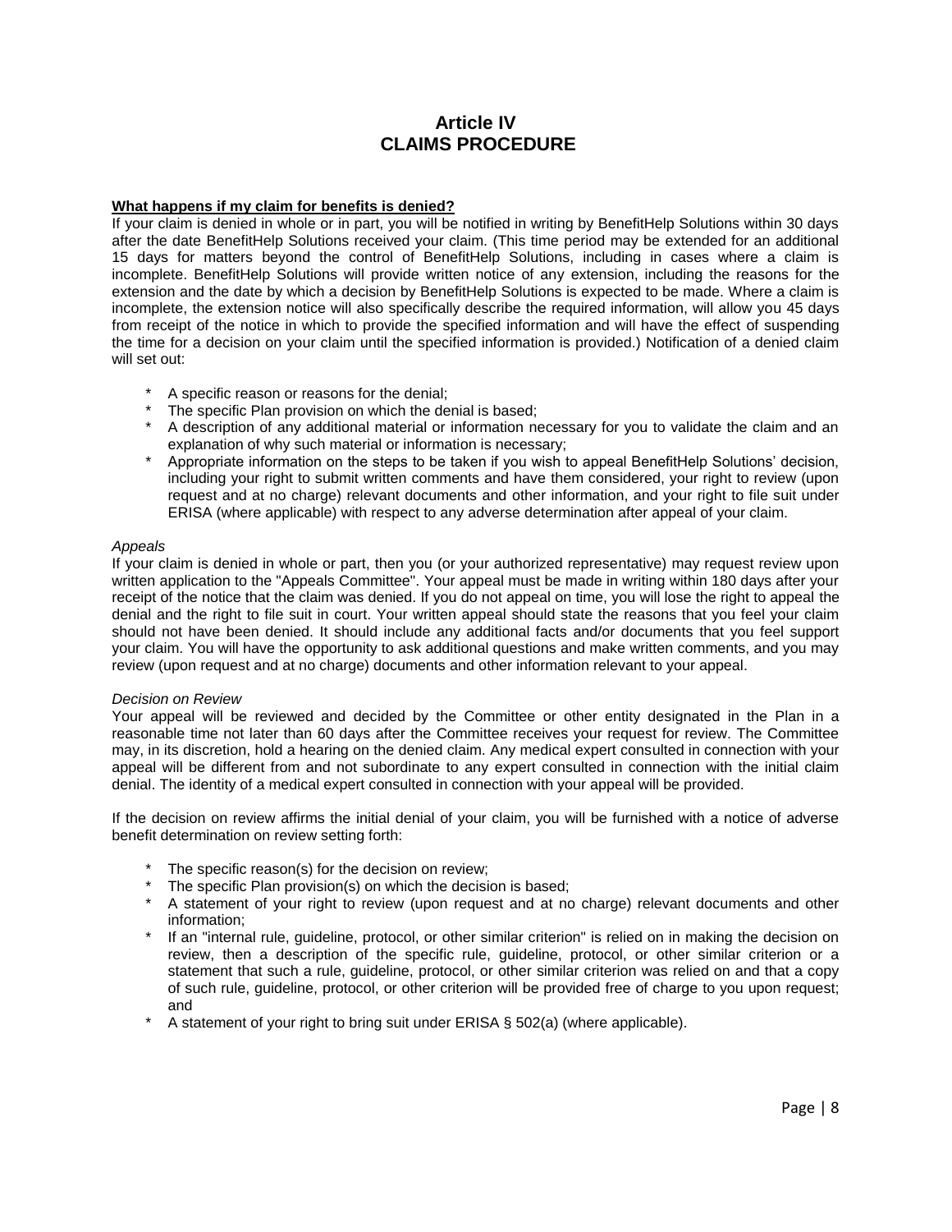# Article IV
# CLAIMS PROCEDURE

**What happens if my claim for benefits is denied?**

If your claim is denied in whole or in part, you will be notified in writing by BenefitHelp Solutions within 30 days after the date BenefitHelp Solutions received your claim. (This time period may be extended for an additional 15 days for matters beyond the control of BenefitHelp Solutions, including in cases where a claim is incomplete. BenefitHelp Solutions will provide written notice of any extension, including the reasons for the extension and the date by which a decision by BenefitHelp Solutions is expected to be made. Where a claim is incomplete, the extension notice will also specifically describe the required information, will allow you 45 days from receipt of the notice in which to provide the specified information and will have the effect of suspending the time for a decision on your claim until the specified information is provided.) Notification of a denied claim will set out:

- A specific reason or reasons for the denial;
- The specific Plan provision on which the denial is based;
- A description of any additional material or information necessary for you to validate the claim and an explanation of why such material or information is necessary;
- Appropriate information on the steps to be taken if you wish to appeal BenefitHelp Solutions' decision, including your right to submit written comments and have them considered, your right to review (upon request and at no charge) relevant documents and other information, and your right to file suit under ERISA (where applicable) with respect to any adverse determination after appeal of your claim.

*Appeals*

If your claim is denied in whole or part, then you (or your authorized representative) may request review upon written application to the "Appeals Committee". Your appeal must be made in writing within 180 days after your receipt of the notice that the claim was denied. If you do not appeal on time, you will lose the right to appeal the denial and the right to file suit in court. Your written appeal should state the reasons that you feel your claim should not have been denied. It should include any additional facts and/or documents that you feel support your claim. You will have the opportunity to ask additional questions and make written comments, and you may review (upon request and at no charge) documents and other information relevant to your appeal.

*Decision on Review*

Your appeal will be reviewed and decided by the Committee or other entity designated in the Plan in a reasonable time not later than 60 days after the Committee receives your request for review. The Committee may, in its discretion, hold a hearing on the denied claim. Any medical expert consulted in connection with your appeal will be different from and not subordinate to any expert consulted in connection with the initial claim denial. The identity of a medical expert consulted in connection with your appeal will be provided.

If the decision on review affirms the initial denial of your claim, you will be furnished with a notice of adverse benefit determination on review setting forth:

- The specific reason(s) for the decision on review;
- The specific Plan provision(s) on which the decision is based;
- A statement of your right to review (upon request and at no charge) relevant documents and other information;
- If an "internal rule, guideline, protocol, or other similar criterion" is relied on in making the decision on review, then a description of the specific rule, guideline, protocol, or other similar criterion or a statement that such a rule, guideline, protocol, or other similar criterion was relied on and that a copy of such rule, guideline, protocol, or other criterion will be provided free of charge to you upon request; and
- A statement of your right to bring suit under ERISA § 502(a) (where applicable).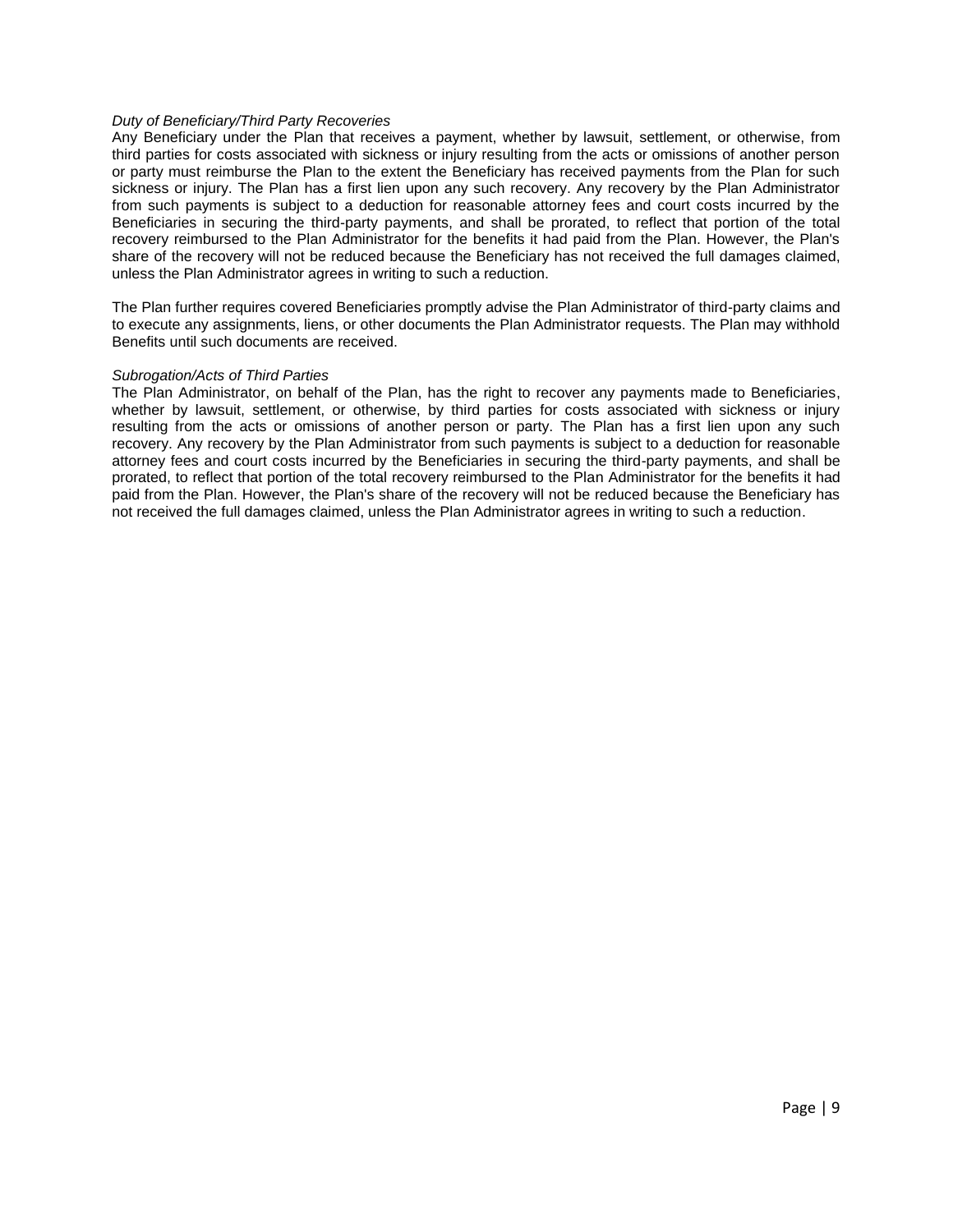*Duty of Beneficiary/Third Party Recoveries*
Any Beneficiary under the Plan that receives a payment, whether by lawsuit, settlement, or otherwise, from third parties for costs associated with sickness or injury resulting from the acts or omissions of another person or party must reimburse the Plan to the extent the Beneficiary has received payments from the Plan for such sickness or injury. The Plan has a first lien upon any such recovery. Any recovery by the Plan Administrator from such payments is subject to a deduction for reasonable attorney fees and court costs incurred by the Beneficiaries in securing the third-party payments, and shall be prorated, to reflect that portion of the total recovery reimbursed to the Plan Administrator for the benefits it had paid from the Plan. However, the Plan's share of the recovery will not be reduced because the Beneficiary has not received the full damages claimed, unless the Plan Administrator agrees in writing to such a reduction.

The Plan further requires covered Beneficiaries promptly advise the Plan Administrator of third-party claims and to execute any assignments, liens, or other documents the Plan Administrator requests. The Plan may withhold Benefits until such documents are received.

*Subrogation/Acts of Third Parties*
The Plan Administrator, on behalf of the Plan, has the right to recover any payments made to Beneficiaries, whether by lawsuit, settlement, or otherwise, by third parties for costs associated with sickness or injury resulting from the acts or omissions of another person or party. The Plan has a first lien upon any such recovery. Any recovery by the Plan Administrator from such payments is subject to a deduction for reasonable attorney fees and court costs incurred by the Beneficiaries in securing the third-party payments, and shall be prorated, to reflect that portion of the total recovery reimbursed to the Plan Administrator for the benefits it had paid from the Plan. However, the Plan's share of the recovery will not be reduced because the Beneficiary has not received the full damages claimed, unless the Plan Administrator agrees in writing to such a reduction.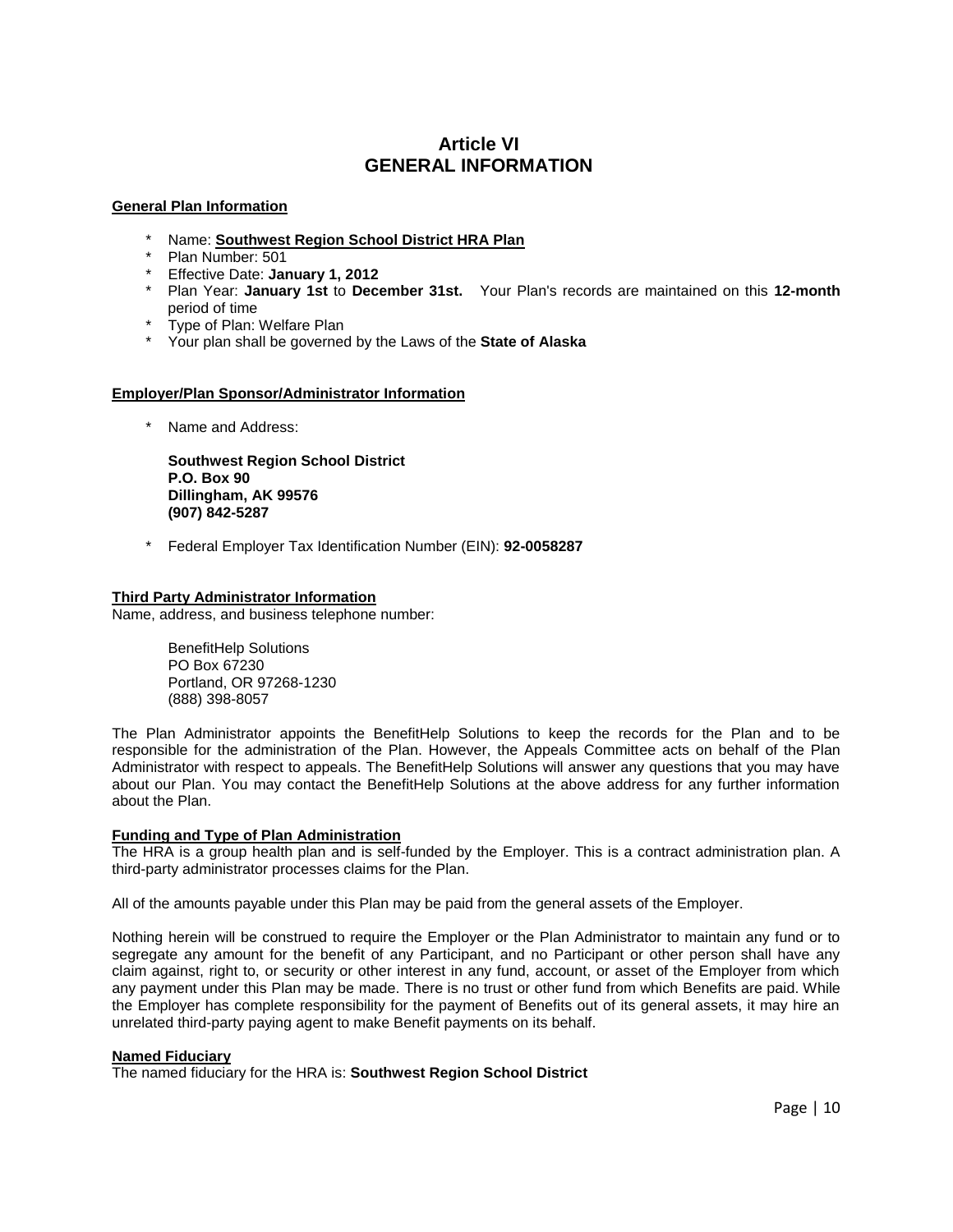# Article VI
# GENERAL INFORMATION

**General Plan Information**

* Name: **Southwest Region School District HRA Plan**
* Plan Number: 501
* Effective Date: **January 1, 2012**
* Plan Year: **January 1st** to **December 31st.** Your Plan's records are maintained on this **12-month** period of time
* Type of Plan: Welfare Plan
* Your plan shall be governed by the Laws of the **State of Alaska**

**Employer/Plan Sponsor/Administrator Information**

* Name and Address:

  **Southwest Region School District**
  **P.O. Box 90**
  **Dillingham, AK 99576**
  **(907) 842-5287**

* Federal Employer Tax Identification Number (EIN): **92-0058287**

**Third Party Administrator Information**

Name, address, and business telephone number:

BenefitHelp Solutions
PO Box 67230
Portland, OR 97268-1230
(888) 398-8057

The Plan Administrator appoints the BenefitHelp Solutions to keep the records for the Plan and to be responsible for the administration of the Plan. However, the Appeals Committee acts on behalf of the Plan Administrator with respect to appeals. The BenefitHelp Solutions will answer any questions that you may have about our Plan. You may contact the BenefitHelp Solutions at the above address for any further information about the Plan.

**Funding and Type of Plan Administration**

The HRA is a group health plan and is self-funded by the Employer. This is a contract administration plan. A third-party administrator processes claims for the Plan.

All of the amounts payable under this Plan may be paid from the general assets of the Employer.

Nothing herein will be construed to require the Employer or the Plan Administrator to maintain any fund or to segregate any amount for the benefit of any Participant, and no Participant or other person shall have any claim against, right to, or security or other interest in any fund, account, or asset of the Employer from which any payment under this Plan may be made. There is no trust or other fund from which Benefits are paid. While the Employer has complete responsibility for the payment of Benefits out of its general assets, it may hire an unrelated third-party paying agent to make Benefit payments on its behalf.

**Named Fiduciary**

The named fiduciary for the HRA is: **Southwest Region School District**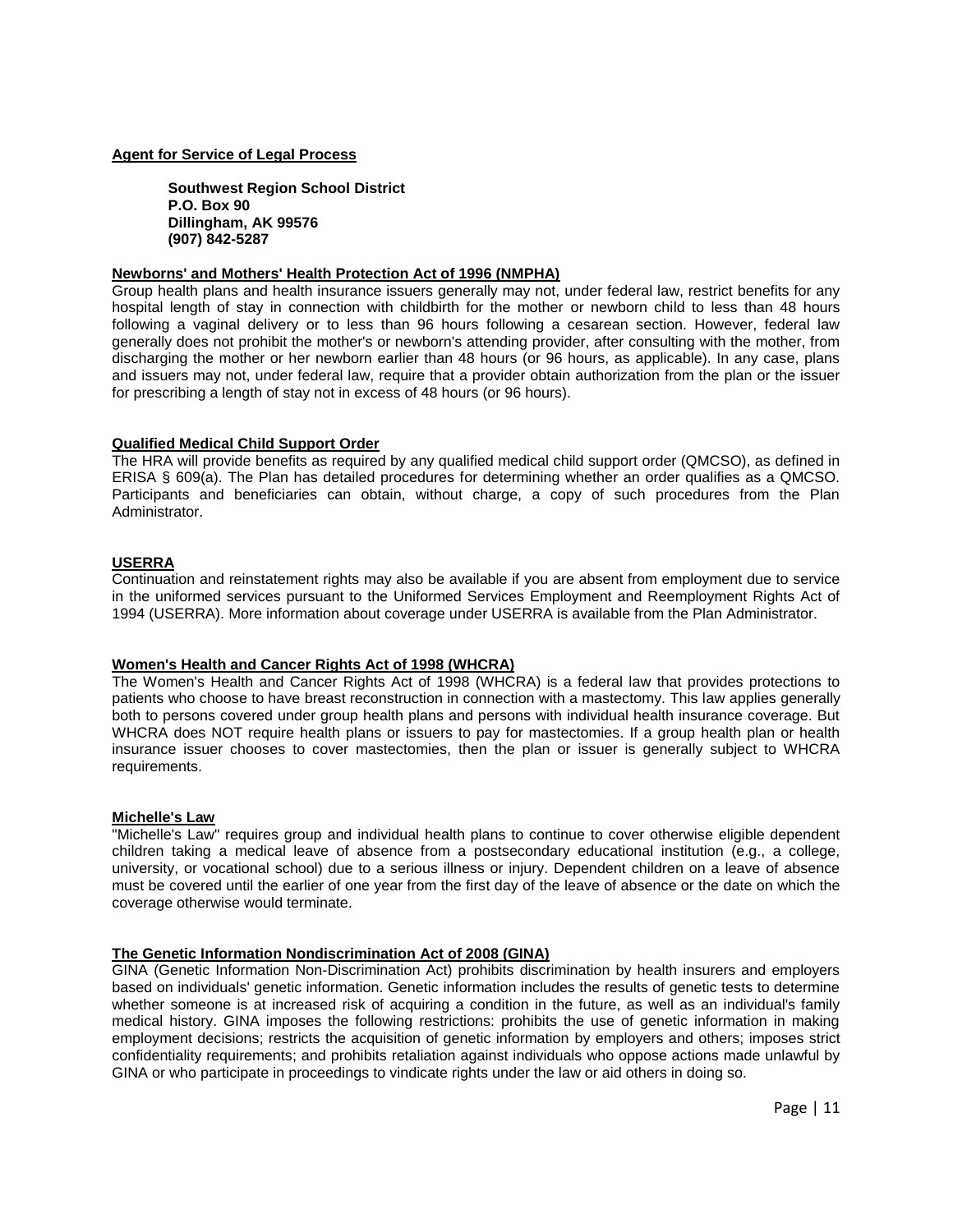**Agent for Service of Legal Process**

> **Southwest Region School District**
> **P.O. Box 90**
> **Dillingham, AK 99576**
> **(907) 842-5287**

**Newborns' and Mothers' Health Protection Act of 1996 (NMPHA)**

Group health plans and health insurance issuers generally may not, under federal law, restrict benefits for any hospital length of stay in connection with childbirth for the mother or newborn child to less than 48 hours following a vaginal delivery or to less than 96 hours following a cesarean section. However, federal law generally does not prohibit the mother's or newborn's attending provider, after consulting with the mother, from discharging the mother or her newborn earlier than 48 hours (or 96 hours, as applicable). In any case, plans and issuers may not, under federal law, require that a provider obtain authorization from the plan or the issuer for prescribing a length of stay not in excess of 48 hours (or 96 hours).

**Qualified Medical Child Support Order**

The HRA will provide benefits as required by any qualified medical child support order (QMCSO), as defined in ERISA § 609(a). The Plan has detailed procedures for determining whether an order qualifies as a QMCSO. Participants and beneficiaries can obtain, without charge, a copy of such procedures from the Plan Administrator.

**USERRA**

Continuation and reinstatement rights may also be available if you are absent from employment due to service in the uniformed services pursuant to the Uniformed Services Employment and Reemployment Rights Act of 1994 (USERRA). More information about coverage under USERRA is available from the Plan Administrator.

**Women's Health and Cancer Rights Act of 1998 (WHCRA)**

The Women's Health and Cancer Rights Act of 1998 (WHCRA) is a federal law that provides protections to patients who choose to have breast reconstruction in connection with a mastectomy. This law applies generally both to persons covered under group health plans and persons with individual health insurance coverage. But WHCRA does NOT require health plans or issuers to pay for mastectomies. If a group health plan or health insurance issuer chooses to cover mastectomies, then the plan or issuer is generally subject to WHCRA requirements.

**Michelle's Law**

"Michelle's Law" requires group and individual health plans to continue to cover otherwise eligible dependent children taking a medical leave of absence from a postsecondary educational institution (e.g., a college, university, or vocational school) due to a serious illness or injury. Dependent children on a leave of absence must be covered until the earlier of one year from the first day of the leave of absence or the date on which the coverage otherwise would terminate.

**The Genetic Information Nondiscrimination Act of 2008 (GINA)**

GINA (Genetic Information Non-Discrimination Act) prohibits discrimination by health insurers and employers based on individuals' genetic information. Genetic information includes the results of genetic tests to determine whether someone is at increased risk of acquiring a condition in the future, as well as an individual's family medical history. GINA imposes the following restrictions: prohibits the use of genetic information in making employment decisions; restricts the acquisition of genetic information by employers and others; imposes strict confidentiality requirements; and prohibits retaliation against individuals who oppose actions made unlawful by GINA or who participate in proceedings to vindicate rights under the law or aid others in doing so.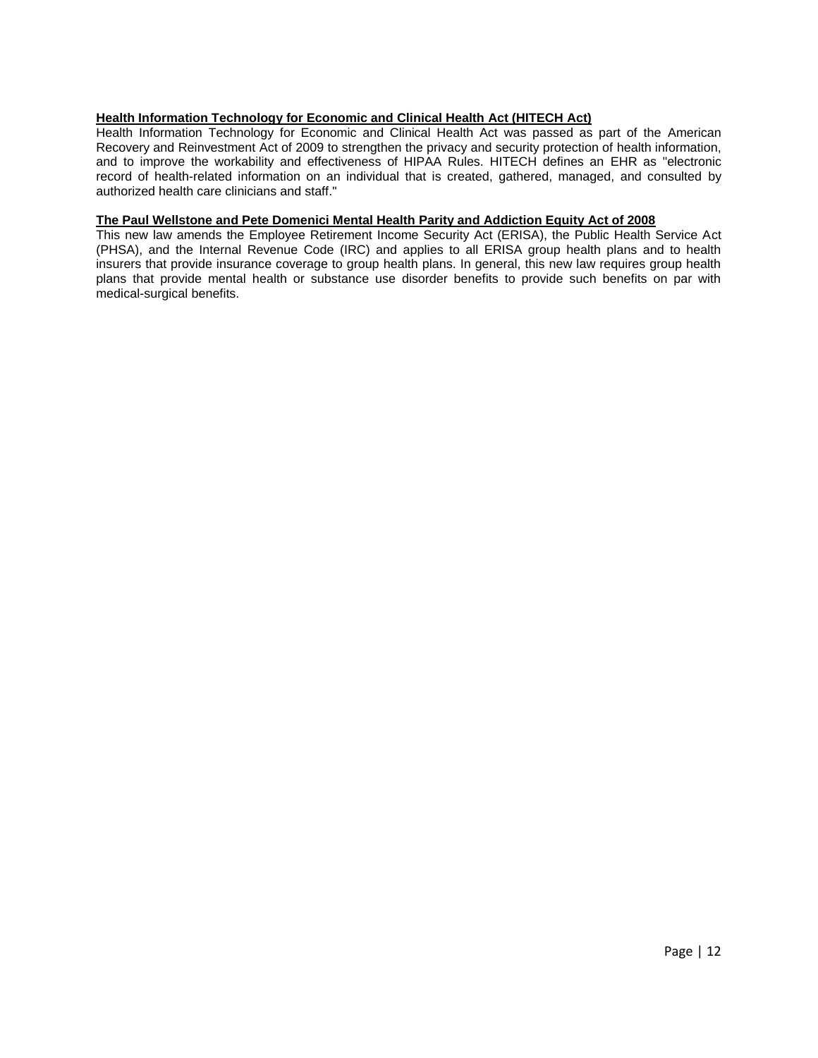**Health Information Technology for Economic and Clinical Health Act (HITECH Act)**

Health Information Technology for Economic and Clinical Health Act was passed as part of the American Recovery and Reinvestment Act of 2009 to strengthen the privacy and security protection of health information, and to improve the workability and effectiveness of HIPAA Rules. HITECH defines an EHR as "electronic record of health-related information on an individual that is created, gathered, managed, and consulted by authorized health care clinicians and staff."

**The Paul Wellstone and Pete Domenici Mental Health Parity and Addiction Equity Act of 2008**

This new law amends the Employee Retirement Income Security Act (ERISA), the Public Health Service Act (PHSA), and the Internal Revenue Code (IRC) and applies to all ERISA group health plans and to health insurers that provide insurance coverage to group health plans. In general, this new law requires group health plans that provide mental health or substance use disorder benefits to provide such benefits on par with medical-surgical benefits.